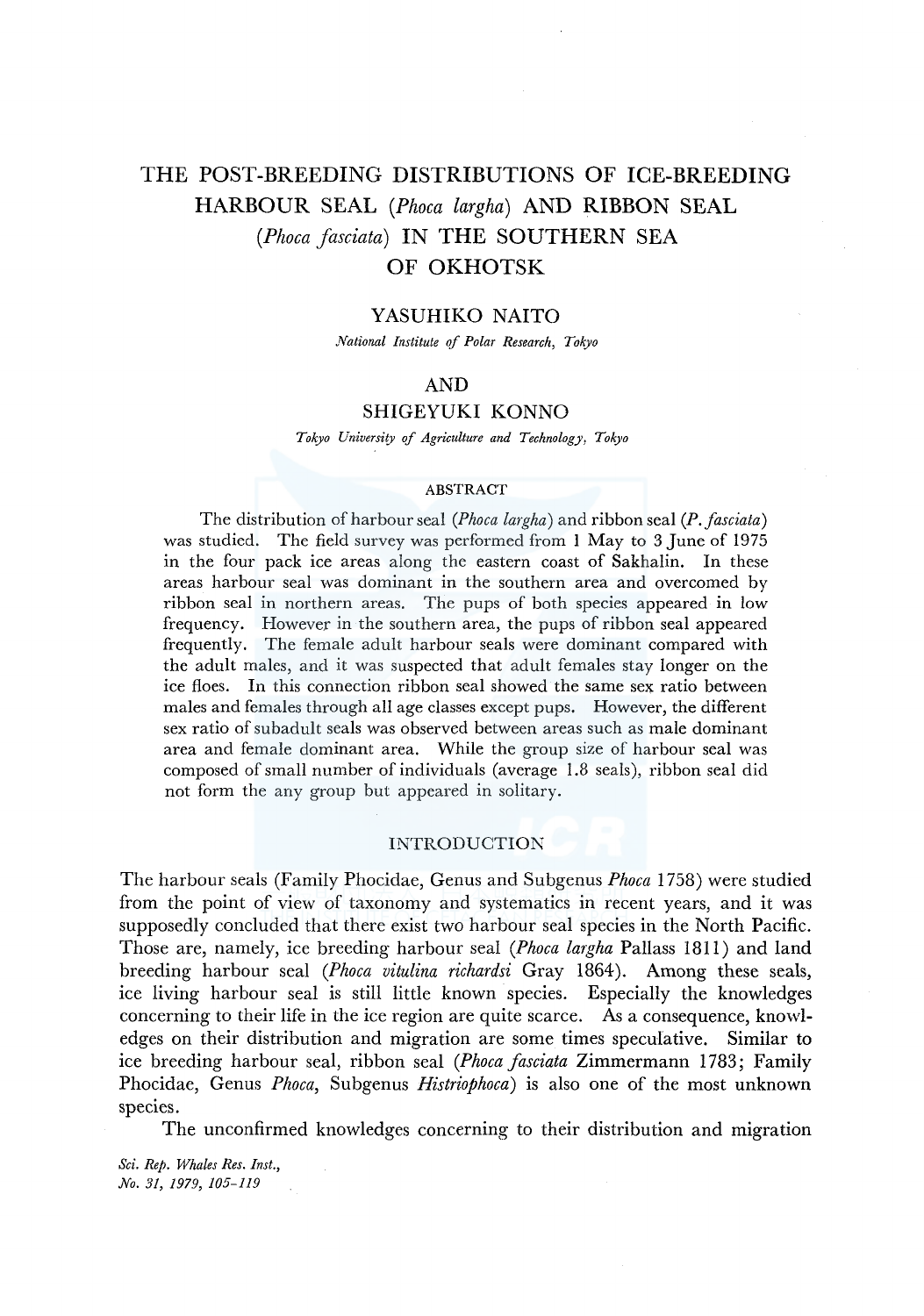# THE POST-BREEDING DISTRIBUTIONS OF ICE-BREEDING HARBOUR SEAL (*Phoca largha*) AND RIBBON SEAL (*Phoca fasciata*) IN THE SOUTHERN SEA OF OKHOTSK

YASUHIKO NAITO

*National Institute of Polar Research, Tokyo*

AND

SHIGEYUKI KONNO

*Tokyo University of Agriculture and Technology, Tokyo*

## ABSTRACT

The distribution of harbour seal (*Phoca largha*) and ribbon seal (*P. fasciata*) was studied. The field survey was performed from 1 May to 3 June of 1975 in the four pack ice areas along the eastern coast of Sakhalin. In these areas harbour seal was dominant in the southern area and overcomed by ribbon seal in northern areas. The pups of both species appeared in low frequency. However in the southern area, the pups of ribbon seal appeared frequently. The female adult harbour seals were dominant compared with the adult males, and it was suspected that adult females stay longer on the ice floes. In this connection ribbon seal showed the same sex ratio between males and females through all age classes except pups. However, the different sex ratio of subadult seals was observed between areas such as male dominant area and female dominant area. While the group size of harbour seal was composed of small number of individuals (average 1.8 seals), ribbon seal did not form the any group but appeared in solitary.

## INTRODUCTION

The harbour seals (Family Phocidae, Genus and Subgenus *Phoca* 1758) were studied from the point of view of taxonomy and systematics in recent years, and it was supposedly concluded that there exist two harbour seal species in the North Pacific. Those are, namely, ice breeding harbour seal (*Phoca largha* Pallass 1811) and land breeding harbour seal (*Phoca vitulina richardsi* Gray 1864). Among these seals, ice living harbour seal is still little known species. Especially the knowledges concerning to their life in the ice region are quite scarce. As a consequence, knowledges on their distribution and migration are some times speculative. Similar to ice breeding harbour seal, ribbon seal (*Phoca fasciata* Zimmermann 1783; Family Phocidae, Genus *Phoca*, Subgenus *Histriophoca*) is also one of the most unknown species.

The unconfirmed knowledges concerning to their distribution and migration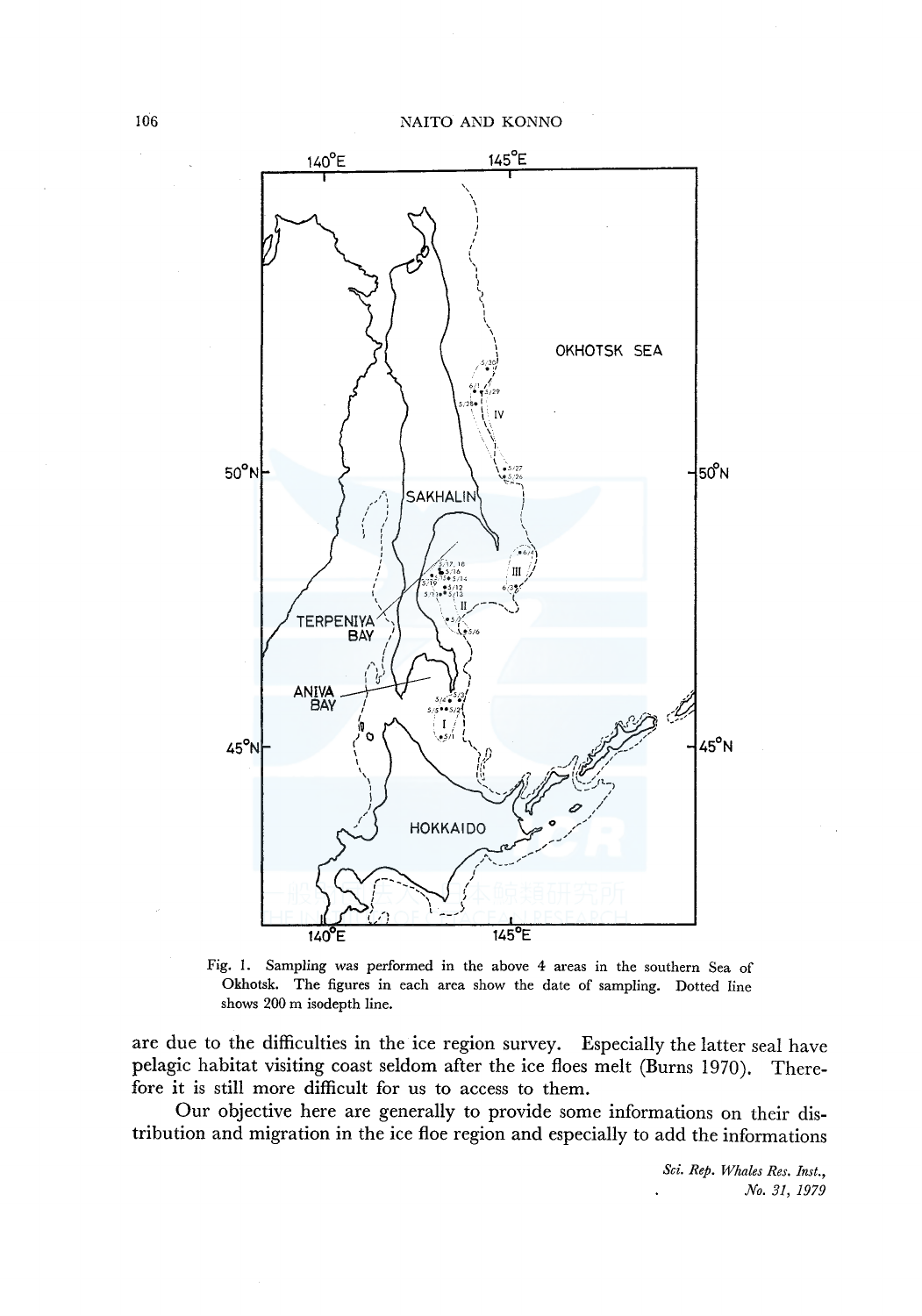Fig. 1. Sampling was performed in the above 4 areas in the southern Sea of Okhotsk. The figures in each area show the date of sampling. Dotted line shows 200 m isodepth line.

are due to the difficulties in the ice region survey. Especially the latter seal have pelagic habitat visiting coast seldom after the ice floes melt (Burns 1970). Therefore it is still more difficult for us to access to them.

Our objective here are generally to provide some informations on their distribution and migration in the ice floe region and especially to add the informations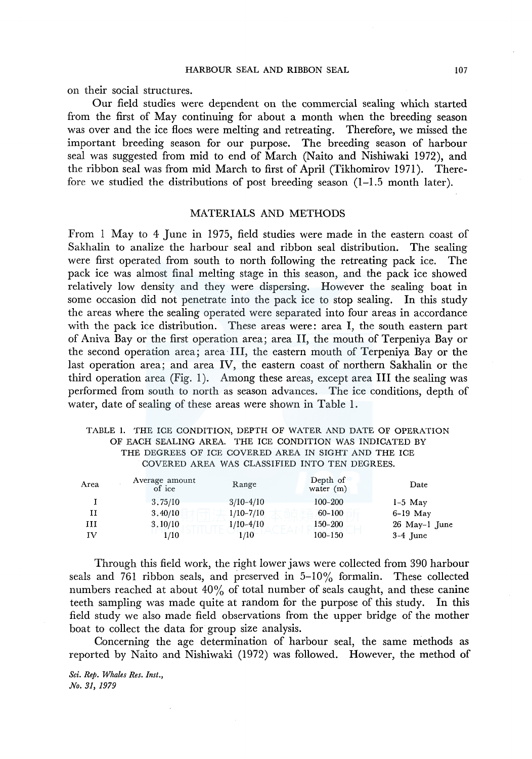on their social structures.

Our field studies were dependent on the commercial sealing which started from the first of May continuing for about a month when the breeding season was over and the ice floes were melting and retreating. Therefore, we missed the important breeding season for our purpose. The breeding season of harbour seal was suggested from mid to end of March (Naito and Nishiwaki 1972), and the ribbon seal was from mid March to first of April (Tikhomirov 1971). Therefore we studied the distributions of post breeding season (1–1.5 month later).

## MATERIALS AND METHODS

From 1 May to 4 June in 1975, field studies were made in the eastern coast of Sakhalin to analize the harbour seal and ribbon seal distribution. The sealing were first operated from south to north following the retreating pack ice. The pack ice was almost final melting stage in this season, and the pack ice showed relatively low density and they were dispersing. However the sealing boat in some occasion did not penetrate into the pack ice to stop sealing. In this study the areas where the sealing operated were separated into four areas in accordance with the pack ice distribution. These areas were: area I, the south eastern part of Aniva Bay or the first operation area; area II, the mouth of Terpeniya Bay or the second operation area; area III, the eastern mouth of Terpeniya Bay or the last operation area; and area IV, the eastern coast of northern Sakhalin or the third operation area (Fig. 1). Among these areas, except area III the sealing was performed from south to north as season advances. The ice conditions, depth of water, date of sealing of these areas were shown in Table 1.

TABLE 1. THE ICE CONDITION, DEPTH OF WATER AND DATE OF OPERATION OF EACH SEALING AREA. THE ICE CONDITION WAS INDICATED BY THE DEGREES OF ICE COVERED AREA IN SIGHT AND THE ICE COVERED AREA WAS CLASSIFIED INTO TEN DEGREES.

| Area | Average amount of ice | Range | Depth of water (m) | Date |
|---|---|---|---|---|
| I | 3.75/10 | 3/10–4/10 | 100–200 | 1–5 May |
| II | 3.40/10 | 1/10–7/10 | 60–100 | 6–19 May |
| III | 3.10/10 | 1/10–4/10 | 150–200 | 26 May–1 June |
| IV | 1/10 | 1/10 | 100–150 | 3–4 June |

Through this field work, the right lower jaws were collected from 390 harbour seals and 761 ribbon seals, and preserved in 5–10% formalin. These collected numbers reached at about 40% of total number of seals caught, and these canine teeth sampling was made quite at random for the purpose of this study. In this field study we also made field observations from the upper bridge of the mother boat to collect the data for group size analysis.

Concerning the age determination of harbour seal, the same methods as reported by Naito and Nishiwaki (1972) was followed. However, the method of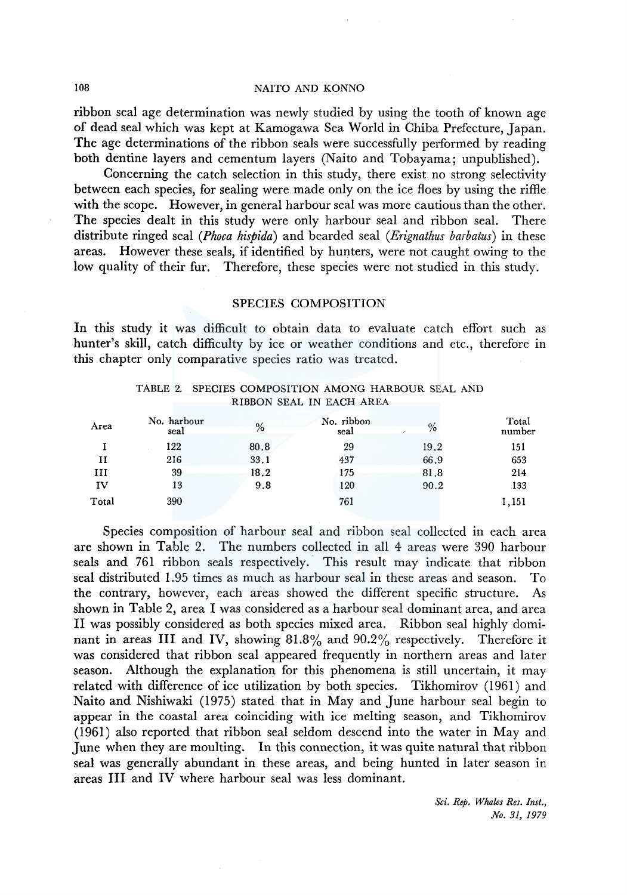ribbon seal age determination was newly studied by using the tooth of known age of dead seal which was kept at Kamogawa Sea World in Chiba Prefecture, Japan. The age determinations of the ribbon seals were successfully performed by reading both dentine layers and cementum layers (Naito and Tobayama; unpublished).

Concerning the catch selection in this study, there exist no strong selectivity between each species, for sealing were made only on the ice floes by using the riffle with the scope. However, in general harbour seal was more cautious than the other. The species dealt in this study were only harbour seal and ribbon seal. There distribute ringed seal (*Phoca hispida*) and bearded seal (*Erignathus barbatus*) in these areas. However these seals, if identified by hunters, were not caught owing to the low quality of their fur. Therefore, these species were not studied in this study.

## SPECIES COMPOSITION

In this study it was difficult to obtain data to evaluate catch effort such as hunter's skill, catch difficulty by ice or weather conditions and etc., therefore in this chapter only comparative species ratio was treated.

TABLE 2. SPECIES COMPOSITION AMONG HARBOUR SEAL AND RIBBON SEAL IN EACH AREA

| Area | No. harbour seal | % | No. ribbon seal | % | Total number |
|---|---|---|---|---|---|
| I | 122 | 80.8 | 29 | 19.2 | 151 |
| II | 216 | 33.1 | 437 | 66.9 | 653 |
| III | 39 | 18.2 | 175 | 81.8 | 214 |
| IV | 13 | 9.8 | 120 | 90.2 | 133 |
| Total | 390 | | 761 | | 1,151 |

Species composition of harbour seal and ribbon seal collected in each area are shown in Table 2. The numbers collected in all 4 areas were 390 harbour seals and 761 ribbon seals respectively. This result may indicate that ribbon seal distributed 1.95 times as much as harbour seal in these areas and season. To the contrary, however, each areas showed the different specific structure. As shown in Table 2, area I was considered as a harbour seal dominant area, and area II was possibly considered as both species mixed area. Ribbon seal highly dominant in areas III and IV, showing 81.8% and 90.2% respectively. Therefore it was considered that ribbon seal appeared frequently in northern areas and later season. Although the explanation for this phenomena is still uncertain, it may related with difference of ice utilization by both species. Tikhomirov (1961) and Naito and Nishiwaki (1975) stated that in May and June harbour seal begin to appear in the coastal area coinciding with ice melting season, and Tikhomirov (1961) also reported that ribbon seal seldom descend into the water in May and June when they are moulting. In this connection, it was quite natural that ribbon seal was generally abundant in these areas, and being hunted in later season in areas III and IV where harbour seal was less dominant.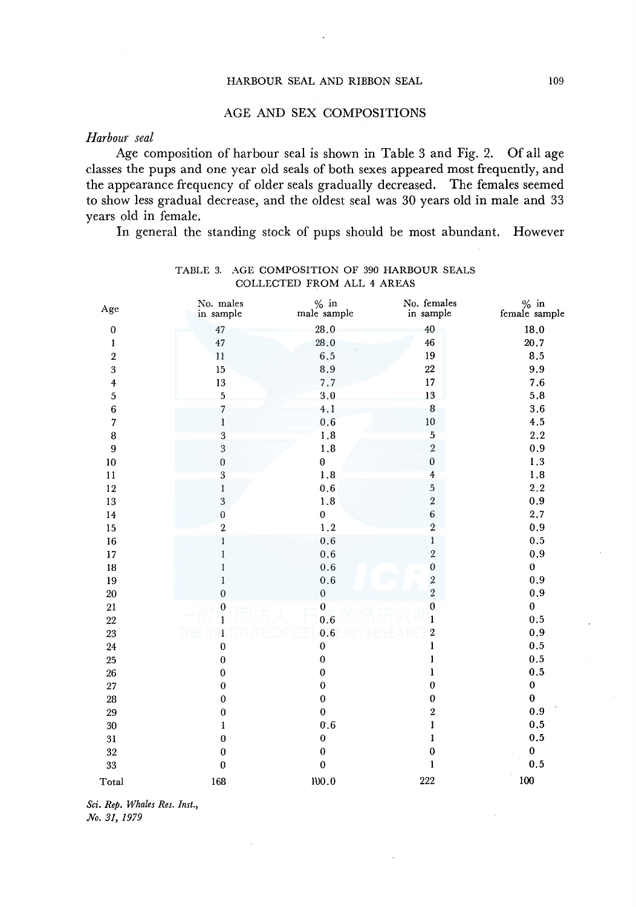## AGE AND SEX COMPOSITIONS

*Harbour seal*

Age composition of harbour seal is shown in Table 3 and Fig. 2. Of all age classes the pups and one year old seals of both sexes appeared most frequently, and the appearance frequency of older seals gradually decreased. The females seemed to show less gradual decrease, and the oldest seal was 30 years old in male and 33 years old in female.

In general the standing stock of pups should be most abundant. However

TABLE 3. AGE COMPOSITION OF 390 HARBOUR SEALS COLLECTED FROM ALL 4 AREAS

| Age | No. males in sample | % in male sample | No. females in sample | % in female sample |
|---|---|---|---|---|
| 0 | 47 | 28.0 | 40 | 18.0 |
| 1 | 47 | 28.0 | 46 | 20.7 |
| 2 | 11 | 6.5 | 19 | 8.5 |
| 3 | 15 | 8.9 | 22 | 9.9 |
| 4 | 13 | 7.7 | 17 | 7.6 |
| 5 | 5 | 3.0 | 13 | 5.8 |
| 6 | 7 | 4.1 | 8 | 3.6 |
| 7 | 1 | 0.6 | 10 | 4.5 |
| 8 | 3 | 1.8 | 5 | 2.2 |
| 9 | 3 | 1.8 | 2 | 0.9 |
| 10 | 0 | 0 | 0 | 1.3 |
| 11 | 3 | 1.8 | 4 | 1.8 |
| 12 | 1 | 0.6 | 5 | 2.2 |
| 13 | 3 | 1.8 | 2 | 0.9 |
| 14 | 0 | 0 | 6 | 2.7 |
| 15 | 2 | 1.2 | 2 | 0.9 |
| 16 | 1 | 0.6 | 1 | 0.5 |
| 17 | 1 | 0.6 | 2 | 0.9 |
| 18 | 1 | 0.6 | 0 | 0 |
| 19 | 1 | 0.6 | 2 | 0.9 |
| 20 | 0 | 0 | 2 | 0.9 |
| 21 | 0 | 0 | 0 | 0 |
| 22 | 1 | 0.6 | 1 | 0.5 |
| 23 | 1 | 0.6 | 2 | 0.9 |
| 24 | 0 | 0 | 1 | 0.5 |
| 25 | 0 | 0 | 1 | 0.5 |
| 26 | 0 | 0 | 1 | 0.5 |
| 27 | 0 | 0 | 0 | 0 |
| 28 | 0 | 0 | 0 | 0 |
| 29 | 0 | 0 | 2 | 0.9 |
| 30 | 1 | 0.6 | 1 | 0.5 |
| 31 | 0 | 0 | 1 | 0.5 |
| 32 | 0 | 0 | 0 | 0 |
| 33 | 0 | 0 | 1 | 0.5 |
| Total | 168 | 100.0 | 222 | 100 |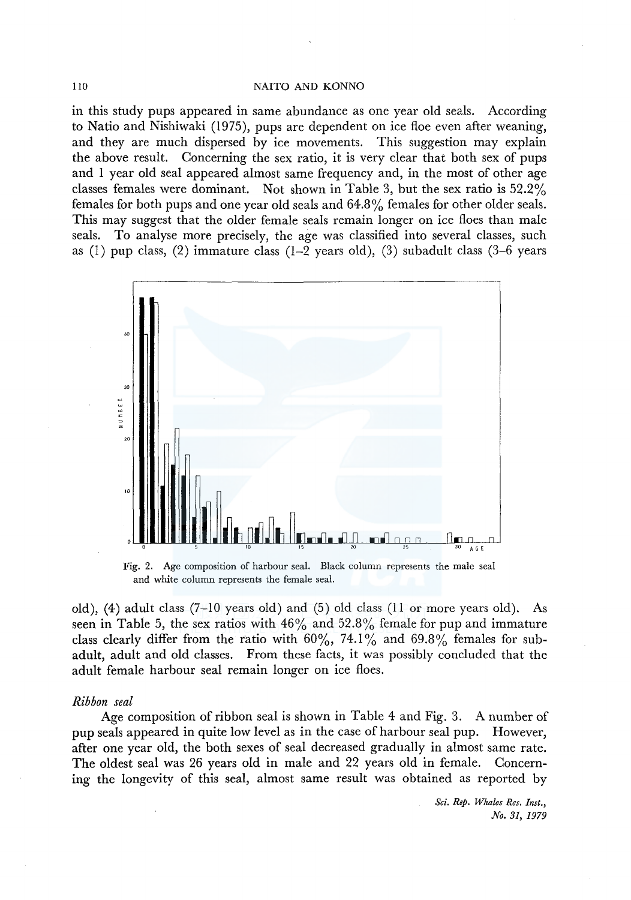in this study pups appeared in same abundance as one year old seals. According to Natio and Nishiwaki (1975), pups are dependent on ice floe even after weaning, and they are much dispersed by ice movements. This suggestion may explain the above result. Concerning the sex ratio, it is very clear that both sex of pups and 1 year old seal appeared almost same frequency and, in the most of other age classes females were dominant. Not shown in Table 3, but the sex ratio is 52.2% females for both pups and one year old seals and 64.8% females for other older seals. This may suggest that the older female seals remain longer on ice floes than male seals. To analyse more precisely, the age was classified into several classes, such as (1) pup class, (2) immature class (1–2 years old), (3) subadult class (3–6 years

Fig. 2. Age composition of harbour seal. Black column represents the male seal and white column represents the female seal.

old), (4) adult class (7–10 years old) and (5) old class (11 or more years old). As seen in Table 5, the sex ratios with 46% and 52.8% female for pup and immature class clearly differ from the ratio with 60%, 74.1% and 69.8% females for subadult, adult and old classes. From these facts, it was possibly concluded that the adult female harbour seal remain longer on ice floes.

*Ribbon seal*

Age composition of ribbon seal is shown in Table 4 and Fig. 3. A number of pup seals appeared in quite low level as in the case of harbour seal pup. However, after one year old, the both sexes of seal decreased gradually in almost same rate. The oldest seal was 26 years old in male and 22 years old in female. Concerning the longevity of this seal, almost same result was obtained as reported by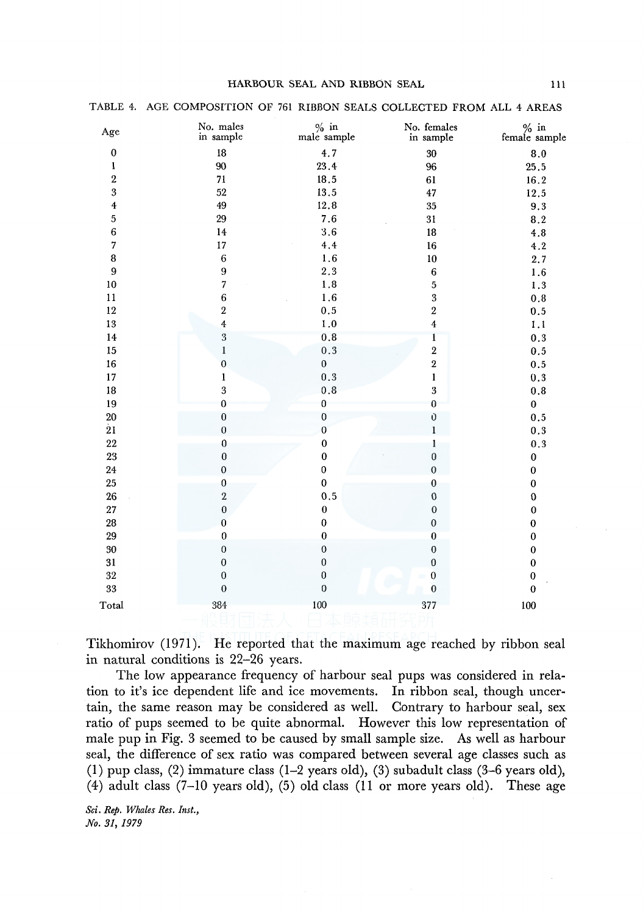TABLE 4. AGE COMPOSITION OF 761 RIBBON SEALS COLLECTED FROM ALL 4 AREAS

| Age | No. males in sample | % in male sample | No. females in sample | % in female sample |
|---|---|---|---|---|
| 0 | 18 | 4.7 | 30 | 8.0 |
| 1 | 90 | 23.4 | 96 | 25.5 |
| 2 | 71 | 18.5 | 61 | 16.2 |
| 3 | 52 | 13.5 | 47 | 12.5 |
| 4 | 49 | 12.8 | 35 | 9.3 |
| 5 | 29 | 7.6 | 31 | 8.2 |
| 6 | 14 | 3.6 | 18 | 4.8 |
| 7 | 17 | 4.4 | 16 | 4.2 |
| 8 | 6 | 1.6 | 10 | 2.7 |
| 9 | 9 | 2.3 | 6 | 1.6 |
| 10 | 7 | 1.8 | 5 | 1.3 |
| 11 | 6 | 1.6 | 3 | 0.8 |
| 12 | 2 | 0.5 | 2 | 0.5 |
| 13 | 4 | 1.0 | 4 | 1.1 |
| 14 | 3 | 0.8 | 1 | 0.3 |
| 15 | 1 | 0.3 | 2 | 0.5 |
| 16 | 0 | 0 | 2 | 0.5 |
| 17 | 1 | 0.3 | 1 | 0.3 |
| 18 | 3 | 0.8 | 3 | 0.8 |
| 19 | 0 | 0 | 0 | 0 |
| 20 | 0 | 0 | 0 | 0.5 |
| 21 | 0 | 0 | 1 | 0.3 |
| 22 | 0 | 0 | 1 | 0.3 |
| 23 | 0 | 0 | 0 | 0 |
| 24 | 0 | 0 | 0 | 0 |
| 25 | 0 | 0 | 0 | 0 |
| 26 | 2 | 0.5 | 0 | 0 |
| 27 | 0 | 0 | 0 | 0 |
| 28 | 0 | 0 | 0 | 0 |
| 29 | 0 | 0 | 0 | 0 |
| 30 | 0 | 0 | 0 | 0 |
| 31 | 0 | 0 | 0 | 0 |
| 32 | 0 | 0 | 0 | 0 |
| 33 | 0 | 0 | 0 | 0 |
| Total | 384 | 100 | 377 | 100 |

Tikhomirov (1971). He reported that the maximum age reached by ribbon seal in natural conditions is 22–26 years.

The low appearance frequency of harbour seal pups was considered in relation to it's ice dependent life and ice movements. In ribbon seal, though uncertain, the same reason may be considered as well. Contrary to harbour seal, sex ratio of pups seemed to be quite abnormal. However this low representation of male pup in Fig. 3 seemed to be caused by small sample size. As well as harbour seal, the difference of sex ratio was compared between several age classes such as (1) pup class, (2) immature class (1–2 years old), (3) subadult class (3–6 years old), (4) adult class (7–10 years old), (5) old class (11 or more years old). These age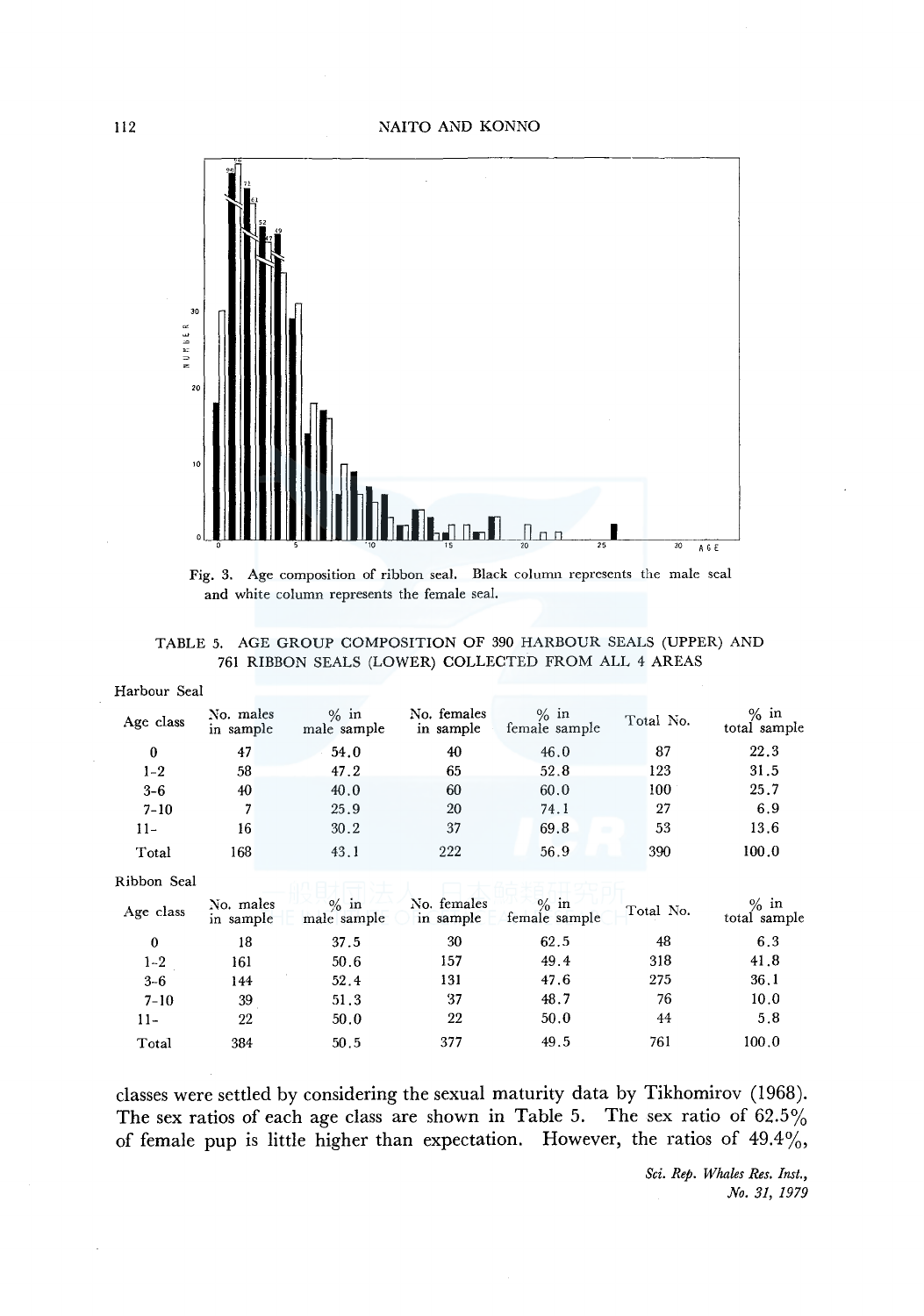Fig. 3. Age composition of ribbon seal. Black column represents the male seal and white column represents the female seal.

TABLE 5. AGE GROUP COMPOSITION OF 390 HARBOUR SEALS (UPPER) AND 761 RIBBON SEALS (LOWER) COLLECTED FROM ALL 4 AREAS

Harbour Seal

| Age class | No. males in sample | % in male sample | No. females in sample | % in female sample | Total No. | % in total sample |
|---|---|---|---|---|---|---|
| 0 | 47 | 54.0 | 40 | 46.0 | 87 | 22.3 |
| 1–2 | 58 | 47.2 | 65 | 52.8 | 123 | 31.5 |
| 3–6 | 40 | 40.0 | 60 | 60.0 | 100 | 25.7 |
| 7–10 | 7 | 25.9 | 20 | 74.1 | 27 | 6.9 |
| 11– | 16 | 30.2 | 37 | 69.8 | 53 | 13.6 |
| Total | 168 | 43.1 | 222 | 56.9 | 390 | 100.0 |

Ribbon Seal

| Age class | No. males in sample | % in male sample | No. females in sample | % in female sample | Total No. | % in total sample |
|---|---|---|---|---|---|---|
| 0 | 18 | 37.5 | 30 | 62.5 | 48 | 6.3 |
| 1–2 | 161 | 50.6 | 157 | 49.4 | 318 | 41.8 |
| 3–6 | 144 | 52.4 | 131 | 47.6 | 275 | 36.1 |
| 7–10 | 39 | 51.3 | 37 | 48.7 | 76 | 10.0 |
| 11– | 22 | 50.0 | 22 | 50.0 | 44 | 5.8 |
| Total | 384 | 50.5 | 377 | 49.5 | 761 | 100.0 |

classes were settled by considering the sexual maturity data by Tikhomirov (1968). The sex ratios of each age class are shown in Table 5. The sex ratio of 62.5% of female pup is little higher than expectation. However, the ratios of 49.4%,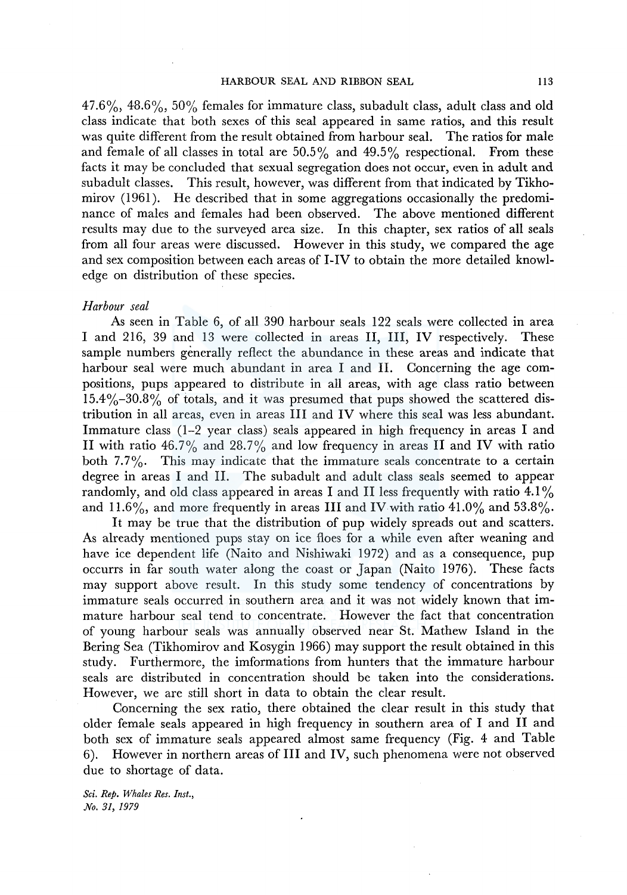47.6%, 48.6%, 50% females for immature class, subadult class, adult class and old class indicate that both sexes of this seal appeared in same ratios, and this result was quite different from the result obtained from harbour seal. The ratios for male and female of all classes in total are 50.5% and 49.5% respectional. From these facts it may be concluded that sexual segregation does not occur, even in adult and subadult classes. This result, however, was different from that indicated by Tikhomirov (1961). He described that in some aggregations occasionally the predominance of males and females had been observed. The above mentioned different results may due to the surveyed area size. In this chapter, sex ratios of all seals from all four areas were discussed. However in this study, we compared the age and sex composition between each areas of I-IV to obtain the more detailed knowledge on distribution of these species.

*Harbour seal*

As seen in Table 6, of all 390 harbour seals 122 seals were collected in area I and 216, 39 and 13 were collected in areas II, III, IV respectively. These sample numbers generally reflect the abundance in these areas and indicate that harbour seal were much abundant in area I and II. Concerning the age compositions, pups appeared to distribute in all areas, with age class ratio between 15.4%–30.8% of totals, and it was presumed that pups showed the scattered distribution in all areas, even in areas III and IV where this seal was less abundant. Immature class (1–2 year class) seals appeared in high frequency in areas I and II with ratio 46.7% and 28.7% and low frequency in areas II and IV with ratio both 7.7%. This may indicate that the immature seals concentrate to a certain degree in areas I and II. The subadult and adult class seals seemed to appear randomly, and old class appeared in areas I and II less frequently with ratio 4.1% and 11.6%, and more frequently in areas III and IV with ratio 41.0% and 53.8%.

It may be true that the distribution of pup widely spreads out and scatters. As already mentioned pups stay on ice floes for a while even after weaning and have ice dependent life (Naito and Nishiwaki 1972) and as a consequence, pup occurrs in far south water along the coast or Japan (Naito 1976). These facts may support above result. In this study some tendency of concentrations by immature seals occurred in southern area and it was not widely known that immature harbour seal tend to concentrate. However the fact that concentration of young harbour seals was annually observed near St. Mathew Island in the Bering Sea (Tikhomirov and Kosygin 1966) may support the result obtained in this study. Furthermore, the imformations from hunters that the immature harbour seals are distributed in concentration should be taken into the considerations. However, we are still short in data to obtain the clear result.

Concerning the sex ratio, there obtained the clear result in this study that older female seals appeared in high frequency in southern area of I and II and both sex of immature seals appeared almost same frequency (Fig. 4 and Table 6). However in northern areas of III and IV, such phenomena were not observed due to shortage of data.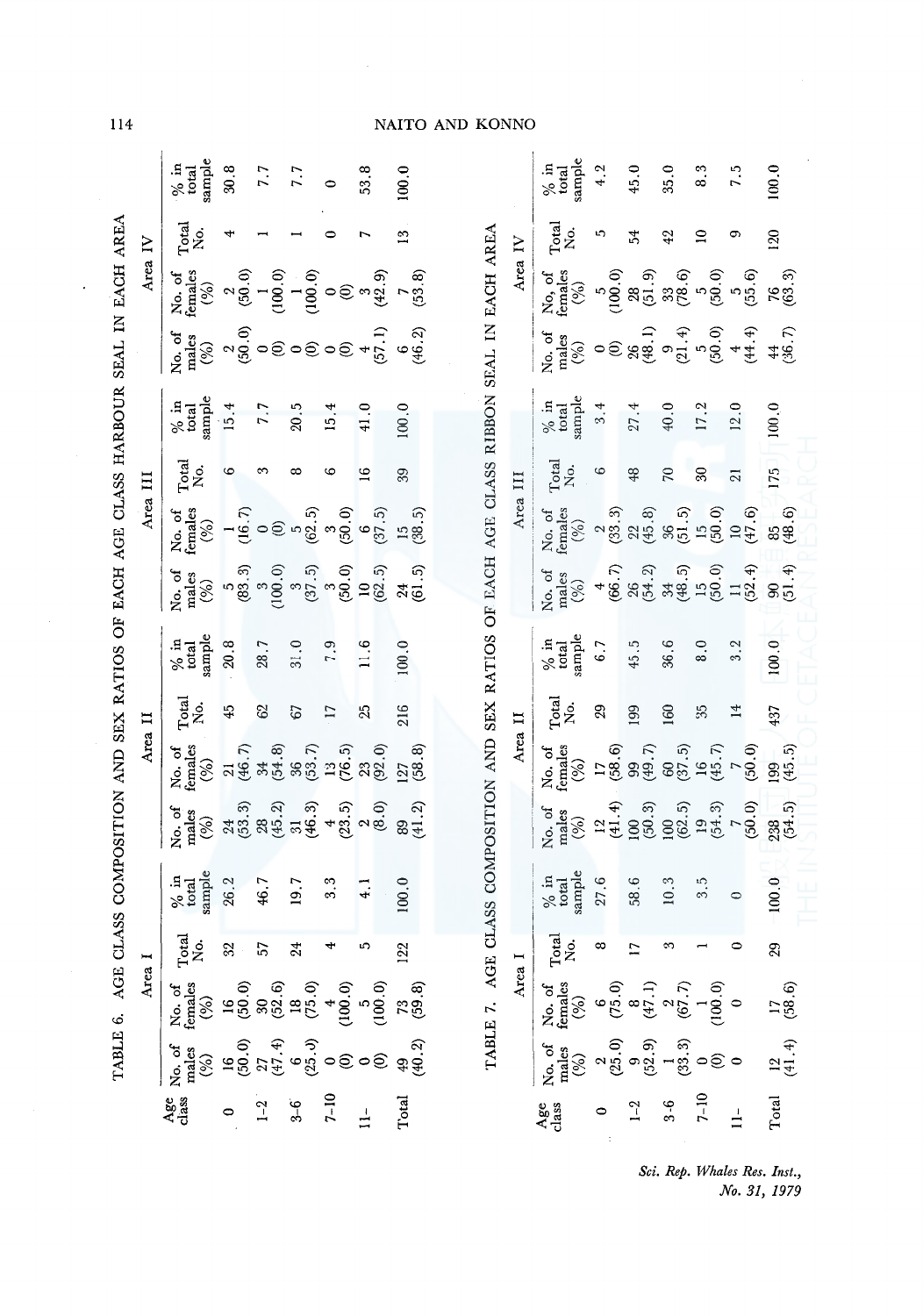TABLE 6. AGE CLASS COMPOSITION AND SEX RATIOS OF EACH AGE CLASS HARBOUR SEAL IN EACH AREA

| Age class | Area I | | | | Area II | | | | Area III | | | | Area IV | | | |
|---|---|---|---|---|---|---|---|---|---|---|---|---|---|---|---|---|
| | No. of males (%) | No. of females (%) | Total No. | % in total sample | No. of males (%) | No. of females (%) | Total No. | % in total sample | No. of males (%) | No. of females (%) | Total No. | % in total sample | No. of males (%) | No. of females (%) | Total No. | % in total sample |
| 0 | 16 (50.0) | 16 (50.0) | 32 | 26.2 | 24 (53.3) | 21 (46.7) | 45 | 20.8 | 5 (83.3) | 1 (16.7) | 6 | 15.4 | 2 (50.0) | 2 (50.0) | 4 | 30.8 |
| 1–2 | 27 (47.4) | 30 (52.6) | 57 | 46.7 | 28 (45.2) | 34 (54.8) | 62 | 28.7 | 3 (100.0) | 0 (0) | 3 | 7.7 | 0 (0) | 1 (100.0) | 1 | 7.7 |
| 3–6 | 6 (25.0) | 18 (75.0) | 24 | 19.7 | 31 (46.3) | 36 (53.7) | 67 | 31.0 | 3 (37.5) | 5 (62.5) | 8 | 20.5 | 0 (0) | 1 (100.0) | 1 | 7.7 |
| 7–10 | 0 (0) | 4 (100.0) | 4 | 3.3 | 4 (23.5) | 13 (76.5) | 17 | 7.9 | 3 (50.0) | 3 (50.0) | 6 | 15.4 | 0 (0) | 0 (0) | 0 | 0 |
| 11– | 0 (0) | 5 (100.0) | 5 | 4.1 | 2 (8.0) | 23 (92.0) | 25 | 11.6 | 10 (62.5) | 6 (37.5) | 16 | 41.0 | 4 (57.1) | 3 (42.9) | 7 | 53.8 |
| Total | 49 (40.2) | 73 (59.8) | 122 | 100.0 | 89 (41.2) | 127 (58.8) | 216 | 100.0 | 24 (61.5) | 15 (38.5) | 39 | 100.0 | 6 (46.2) | 7 (53.8) | 13 | 100.0 |

TABLE 7. AGE CLASS COMPOSITION AND SEX RATIOS OF EACH AGE CLASS RIBBON SEAL IN EACH AREA

| Age class | Area I | | | | Area II | | | | Area III | | | | Area IV | | | |
|---|---|---|---|---|---|---|---|---|---|---|---|---|---|---|---|---|
| | No. of males (%) | No. of females (%) | Total No. | % in total sample | No. of males (%) | No. of females (%) | Total No. | % in total sample | No. of males (%) | No. of females (%) | Total No. | % in total sample | No. of males (%) | No. of females (%) | Total No. | % in total sample |
| 0 | 2 (25.0) | 6 (75.0) | 8 | 27.6 | 12 (41.4) | 17 (58.6) | 29 | 6.7 | 4 (66.7) | 2 (33.3) | 6 | 3.4 | 0 (0) | 5 (100.0) | 5 | 4.2 |
| 1–2 | 9 (52.9) | 8 (47.1) | 17 | 58.6 | 100 (50.3) | 99 (49.7) | 199 | 45.5 | 26 (54.2) | 22 (45.8) | 48 | 27.4 | 26 (48.1) | 28 (51.9) | 54 | 45.0 |
| 3–6 | 1 (33.3) | 2 (67.7) | 3 | 10.3 | 100 (62.5) | 60 (37.5) | 160 | 36.6 | 34 (48.5) | 36 (51.5) | 70 | 40.0 | 9 (21.4) | 33 (78.6) | 42 | 35.0 |
| 7–10 | 0 (0) | 1 (100.0) | 1 | 3.5 | 19 (54.3) | 16 (45.7) | 35 | 8.0 | 15 (50.0) | 15 (50.0) | 30 | 17.2 | 5 (50.0) | 5 (50.0) | 10 | 8.3 |
| 11– | 0 | 0 | 0 | 0 | 7 (50.0) | 7 (50.0) | 14 | 3.2 | 11 (52.4) | 10 (47.6) | 21 | 12.0 | 4 (44.4) | 5 (55.6) | 9 | 7.5 |
| Total | 12 (41.4) | 17 (58.6) | 29 | 100.0 | 238 (54.5) | 199 (45.5) | 437 | 100.0 | 90 (51.4) | 85 (48.6) | 175 | 100.0 | 44 (36.7) | 76 (63.3) | 120 | 100.0 |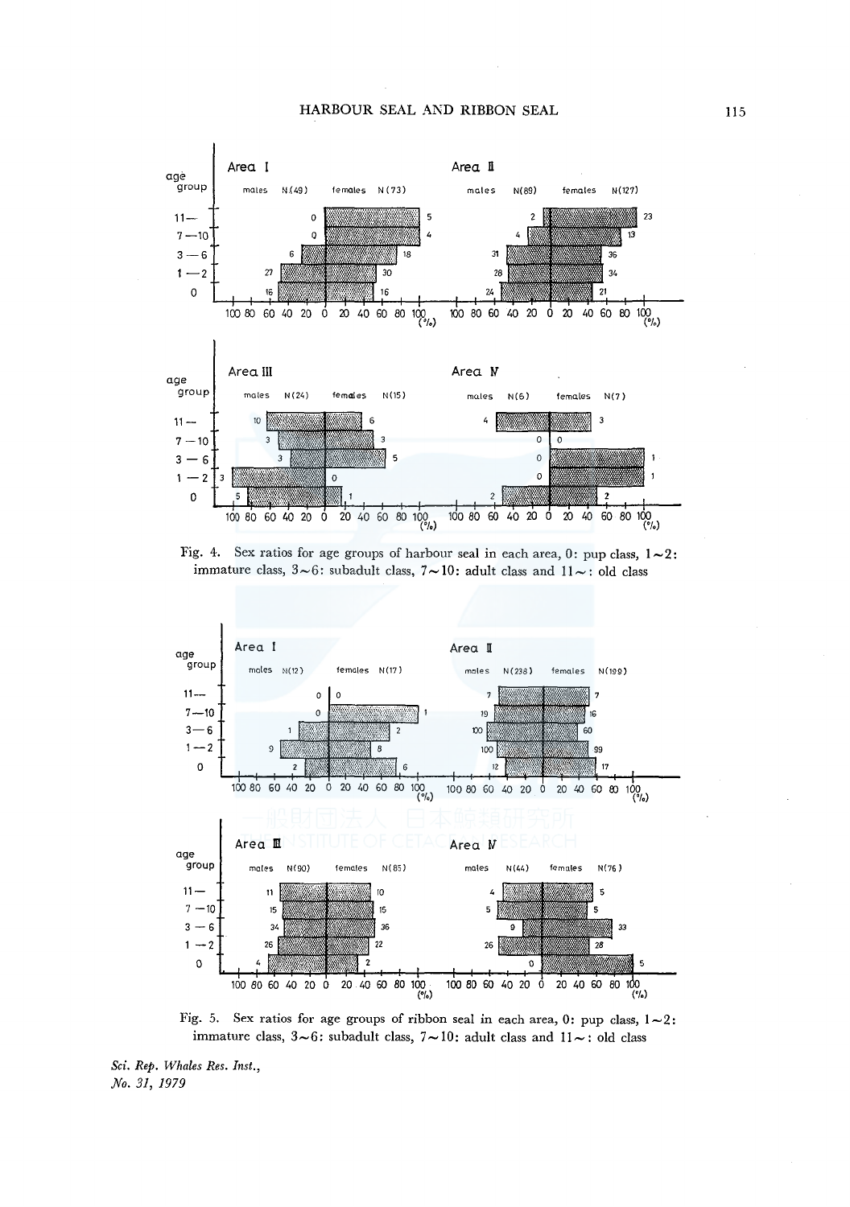| Age group | Area I males N(49) | Area I females N(73) | Area II males N(89) | Area II females N(127) | Area III males N(24) | Area III females N(15) | Area IV males N(6) | Area IV females N(7) |
|---|---|---|---|---|---|---|---|---|
| 11— | 0 | 5 | 2 | 23 | 10 | 6 | 4 | 3 |
| 7—10 | 0 | 4 | 4 | 13 | 3 | 3 | 0 | 0 |
| 3—6 | 6 | 18 | 31 | 36 | 3 | 5 | 0 | 1 |
| 1—2 | 27 | 30 | 28 | 34 | 3 | 0 | 0 | 1 |
| 0 | 16 | 16 | 24 | 21 | 5 | 1 | 2 | 2 |

Fig. 4. Sex ratios for age groups of harbour seal in each area, 0: pup class, 1∼2: immature class, 3∼6: subadult class, 7∼10: adult class and 11∼: old class

| Age group | Area I males N(12) | Area I females N(17) | Area II males N(238) | Area II females N(199) | Area III males N(90) | Area III females N(85) | Area IV males N(44) | Area IV females N(76) |
|---|---|---|---|---|---|---|---|---|
| 11— | 0 | 0 | 7 | 7 | 11 | 10 | 4 | 5 |
| 7—10 | 0 | 1 | 19 | 16 | 15 | 15 | 5 | 5 |
| 3—6 | 1 | 2 | 100 | 60 | 34 | 36 | 9 | 33 |
| 1—2 | 9 | 8 | 100 | 99 | 26 | 22 | 26 | 28 |
| 0 | 2 | 6 | 12 | 17 | 4 | 2 | 0 | 5 |

Fig. 5. Sex ratios for age groups of ribbon seal in each area, 0: pup class, 1∼2: immature class, 3∼6: subadult class, 7∼10: adult class and 11∼: old class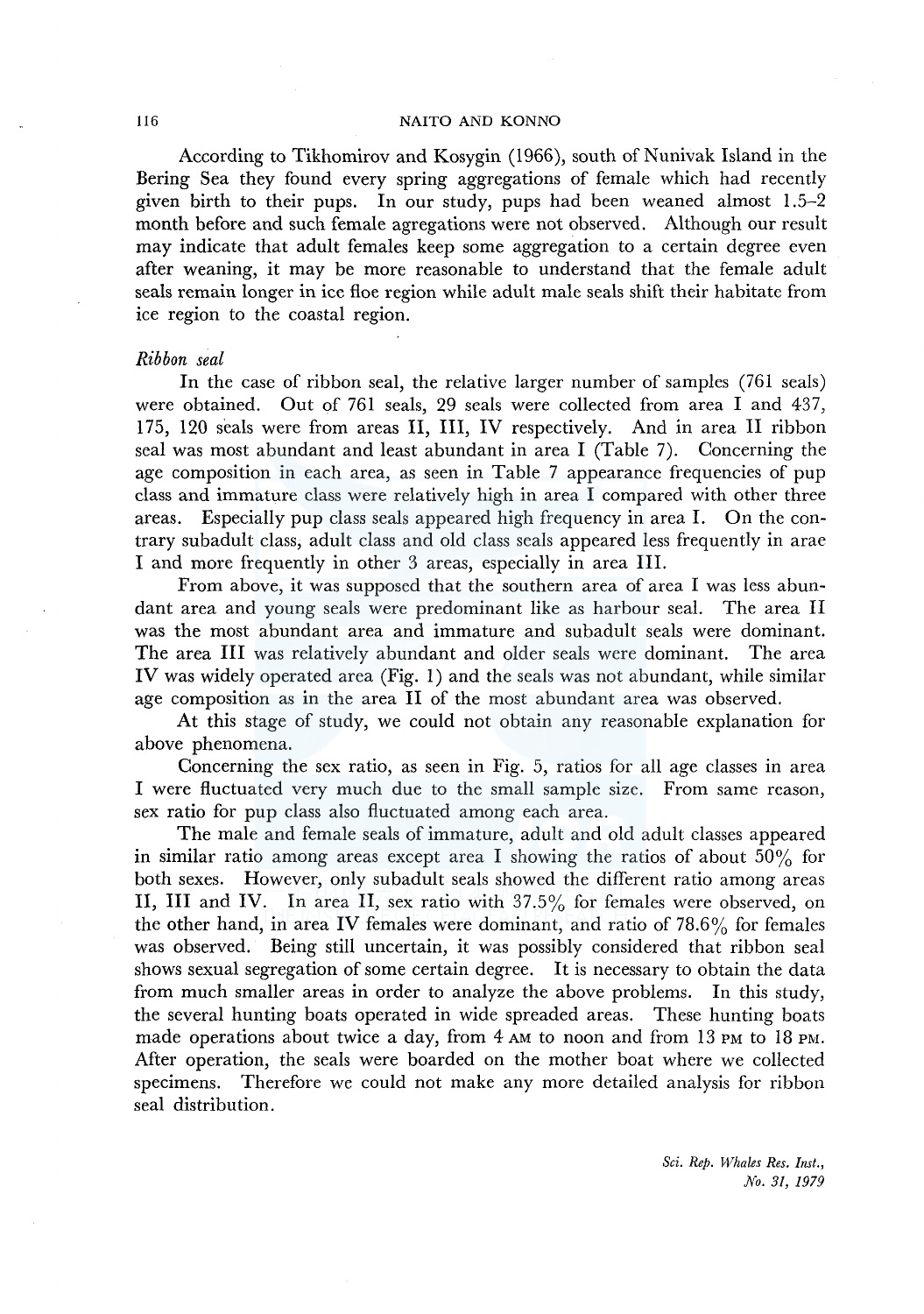According to Tikhomirov and Kosygin (1966), south of Nunivak Island in the Bering Sea they found every spring aggregations of female which had recently given birth to their pups. In our study, pups had been weaned almost 1.5–2 month before and such female agregations were not observed. Although our result may indicate that adult females keep some aggregation to a certain degree even after weaning, it may be more reasonable to understand that the female adult seals remain longer in ice floe region while adult male seals shift their habitate from ice region to the coastal region.

*Ribbon seal*

In the case of ribbon seal, the relative larger number of samples (761 seals) were obtained. Out of 761 seals, 29 seals were collected from area I and 437, 175, 120 seals were from areas II, III, IV respectively. And in area II ribbon seal was most abundant and least abundant in area I (Table 7). Concerning the age composition in each area, as seen in Table 7 appearance frequencies of pup class and immature class were relatively high in area I compared with other three areas. Especially pup class seals appeared high frequency in area I. On the contrary subadult class, adult class and old class seals appeared less frequently in arae I and more frequently in other 3 areas, especially in area III.

From above, it was supposed that the southern area of area I was less abundant area and young seals were predominant like as harbour seal. The area II was the most abundant area and immature and subadult seals were dominant. The area III was relatively abundant and older seals were dominant. The area IV was widely operated area (Fig. 1) and the seals was not abundant, while similar age composition as in the area II of the most abundant area was observed.

At this stage of study, we could not obtain any reasonable explanation for above phenomena.

Concerning the sex ratio, as seen in Fig. 5, ratios for all age classes in area I were fluctuated very much due to the small sample size. From same reason, sex ratio for pup class also fluctuated among each area.

The male and female seals of immature, adult and old adult classes appeared in similar ratio among areas except area I showing the ratios of about 50% for both sexes. However, only subadult seals showed the different ratio among areas II, III and IV. In area II, sex ratio with 37.5% for females were observed, on the other hand, in area IV females were dominant, and ratio of 78.6% for females was observed. Being still uncertain, it was possibly considered that ribbon seal shows sexual segregation of some certain degree. It is necessary to obtain the data from much smaller areas in order to analyze the above problems. In this study, the several hunting boats operated in wide spreaded areas. These hunting boats made operations about twice a day, from 4 AM to noon and from 13 PM to 18 PM. After operation, the seals were boarded on the mother boat where we collected specimens. Therefore we could not make any more detailed analysis for ribbon seal distribution.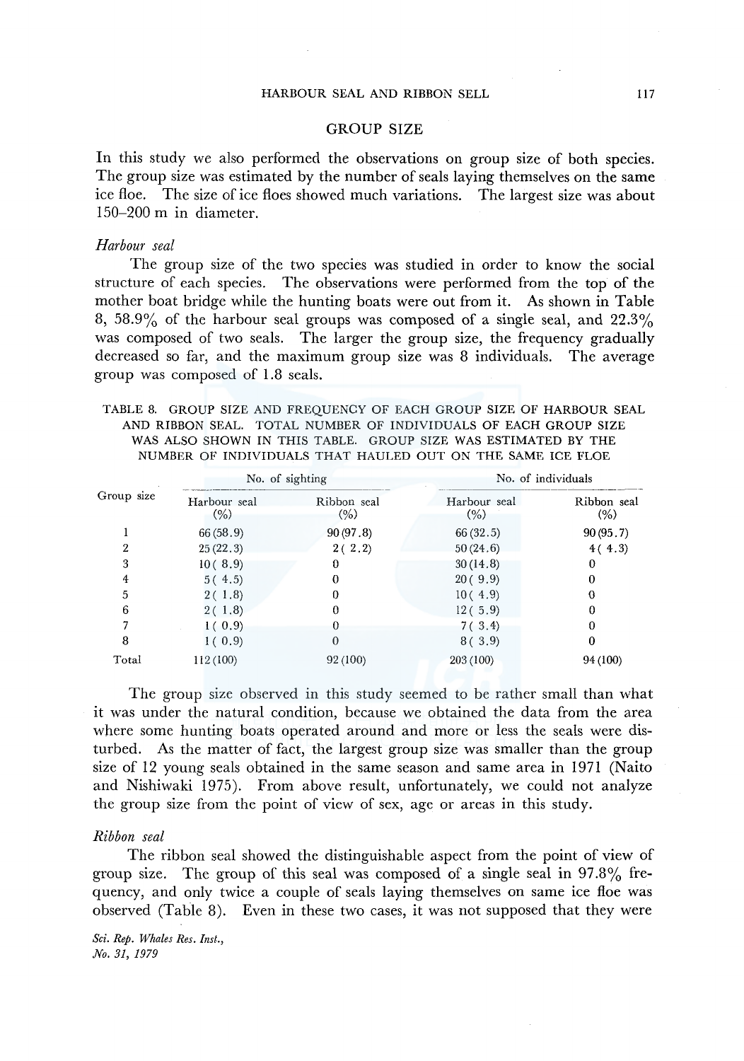## GROUP SIZE

In this study we also performed the observations on group size of both species. The group size was estimated by the number of seals laying themselves on the same ice floe. The size of ice floes showed much variations. The largest size was about 150–200 m in diameter.

### *Harbour seal*

The group size of the two species was studied in order to know the social structure of each species. The observations were performed from the top of the mother boat bridge while the hunting boats were out from it. As shown in Table 8, 58.9% of the harbour seal groups was composed of a single seal, and 22.3% was composed of two seals. The larger the group size, the frequency gradually decreased so far, and the maximum group size was 8 individuals. The average group was composed of 1.8 seals.

TABLE 8. GROUP SIZE AND FREQUENCY OF EACH GROUP SIZE OF HARBOUR SEAL AND RIBBON SEAL. TOTAL NUMBER OF INDIVIDUALS OF EACH GROUP SIZE WAS ALSO SHOWN IN THIS TABLE. GROUP SIZE WAS ESTIMATED BY THE NUMBER OF INDIVIDUALS THAT HAULED OUT ON THE SAME ICE FLOE

| Group size | No. of sighting | | No. of individuals | |
|---|---|---|---|---|
| | Harbour seal (%) | Ribbon seal (%) | Harbour seal (%) | Ribbon seal (%) |
| 1 | 66 (58.9) | 90 (97.8) | 66 (32.5) | 90 (95.7) |
| 2 | 25 (22.3) | 2 ( 2.2) | 50 (24.6) | 4 ( 4.3) |
| 3 | 10 ( 8.9) | 0 | 30 (14.8) | 0 |
| 4 | 5 ( 4.5) | 0 | 20 ( 9.9) | 0 |
| 5 | 2 ( 1.8) | 0 | 10 ( 4.9) | 0 |
| 6 | 2 ( 1.8) | 0 | 12 ( 5.9) | 0 |
| 7 | 1 ( 0.9) | 0 | 7 ( 3.4) | 0 |
| 8 | 1 ( 0.9) | 0 | 8 ( 3.9) | 0 |
| Total | 112 (100) | 92 (100) | 203 (100) | 94 (100) |

The group size observed in this study seemed to be rather small than what it was under the natural condition, because we obtained the data from the area where some hunting boats operated around and more or less the seals were disturbed. As the matter of fact, the largest group size was smaller than the group size of 12 young seals obtained in the same season and same area in 1971 (Naito and Nishiwaki 1975). From above result, unfortunately, we could not analyze the group size from the point of view of sex, age or areas in this study.

### *Ribbon seal*

The ribbon seal showed the distinguishable aspect from the point of view of group size. The group of this seal was composed of a single seal in 97.8% frequency, and only twice a couple of seals laying themselves on same ice floe was observed (Table 8). Even in these two cases, it was not supposed that they were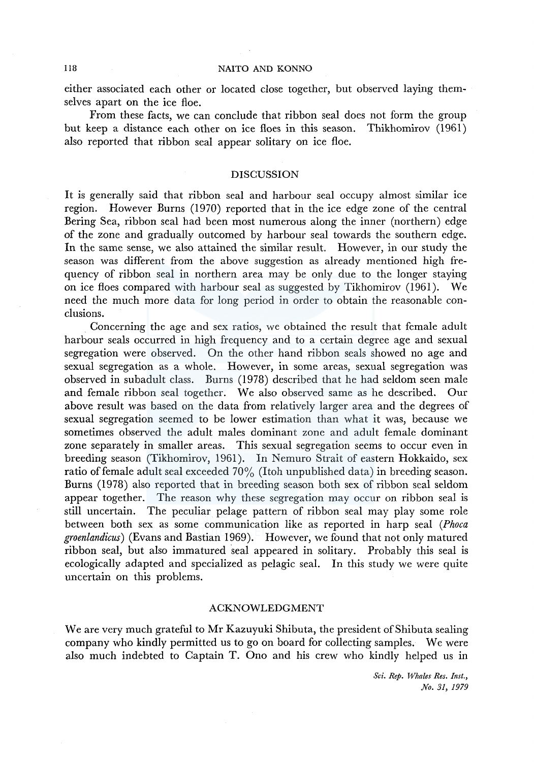either associated each other or located close together, but observed laying themselves apart on the ice floe.

From these facts, we can conclude that ribbon seal does not form the group but keep a distance each other on ice floes in this season. Thikhomirov (1961) also reported that ribbon seal appear solitary on ice floe.

## DISCUSSION

It is generally said that ribbon seal and harbour seal occupy almost similar ice region. However Burns (1970) reported that in the ice edge zone of the central Bering Sea, ribbon seal had been most numerous along the inner (northern) edge of the zone and gradually outcomed by harbour seal towards the southern edge. In the same sense, we also attained the similar result. However, in our study the season was different from the above suggestion as already mentioned high frequency of ribbon seal in northern area may be only due to the longer staying on ice floes compared with harbour seal as suggested by Tikhomirov (1961). We need the much more data for long period in order to obtain the reasonable conclusions.

Concerning the age and sex ratios, we obtained the result that female adult harbour seals occurred in high frequency and to a certain degree age and sexual segregation were observed. On the other hand ribbon seals showed no age and sexual segregation as a whole. However, in some areas, sexual segregation was observed in subadult class. Burns (1978) described that he had seldom seen male and female ribbon seal together. We also observed same as he described. Our above result was based on the data from relatively larger area and the degrees of sexual segregation seemed to be lower estimation than what it was, because we sometimes observed the adult males dominant zone and adult female dominant zone separately in smaller areas. This sexual segregation seems to occur even in breeding season (Tikhomirov, 1961). In Nemuro Strait of eastern Hokkaido, sex ratio of female adult seal exceeded 70% (Itoh unpublished data) in breeding season. Burns (1978) also reported that in breeding season both sex of ribbon seal seldom appear together. The reason why these segregation may occur on ribbon seal is still uncertain. The peculiar pelage pattern of ribbon seal may play some role between both sex as some communication like as reported in harp seal (*Phoca groenlandicus*) (Evans and Bastian 1969). However, we found that not only matured ribbon seal, but also immatured seal appeared in solitary. Probably this seal is ecologically adapted and specialized as pelagic seal. In this study we were quite uncertain on this problems.

## ACKNOWLEDGMENT

We are very much grateful to Mr Kazuyuki Shibuta, the president of Shibuta sealing company who kindly permitted us to go on board for collecting samples. We were also much indebted to Captain T. Ono and his crew who kindly helped us in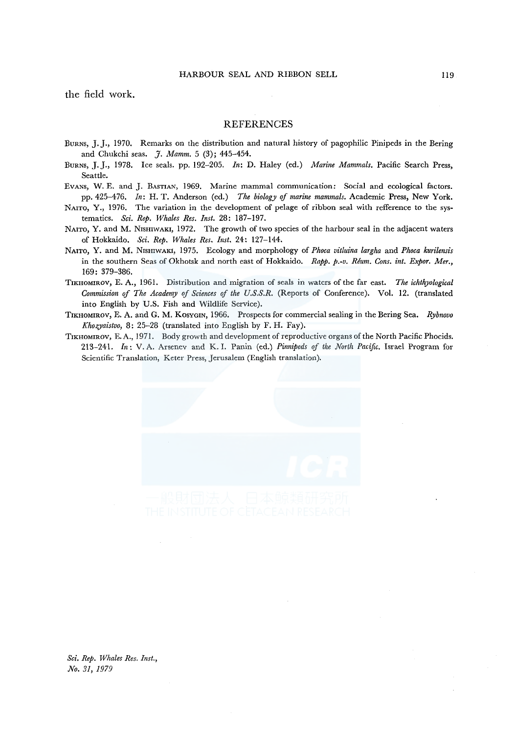the field work.

## REFERENCES

Burns, J. J., 1970. Remarks on the distribution and natural history of pagophilic Pinipeds in the Bering and Chukchi seas. *J. Mamm.* 5 (3); 445–454.

Burns, J. J., 1978. Ice seals. pp. 192–205. *In*: D. Haley (ed.) *Marine Mammals*. Pacific Search Press, Seattle.

Evans, W. E. and J. Bastian, 1969. Marine mammal communication: Social and ecological factors. pp. 425–476. *In*: H. T. Anderson (ed.) *The biology of marine mammals*. Academic Press, New York.

Naito, Y., 1976. The variation in the development of pelage of ribbon seal with refference to the systematics. *Sci. Rep. Whales Res. Inst.* 28: 187–197.

Naito, Y. and M. Nishiwaki, 1972. The growth of two species of the harbour seal in the adjacent waters of Hokkaido. *Sci. Rep. Whales Res. Inst.* 24: 127–144.

Naito, Y. and M. Nishiwaki, 1975. Ecology and morphology of *Phoca vitluina largha* and *Phoca kurilensis* in the southern Seas of Okhotsk and north east of Hokkaido. *Rapp. p.-v. Réum. Cons. int. Expor. Mer.*, 169: 379–386.

Tikhomirov, E. A., 1961. Distribution and migration of seals in waters of the far east. *The ichthyological Commission of The Academy of Sciences of the U.S.S.R.* (Reports of Conference). Vol. 12. (translated into English by U.S. Fish and Wildlife Service).

Tikhomirov, E. A. and G. M. Kosygin, 1966. Prospects for commercial sealing in the Bering Sea. *Rybnovo Khozyaistvo*, 8: 25–28 (translated into English by F. H. Fay).

Tikhomirov, E. A., 1971. Body growth and development of reproductive organs of the North Pacific Phocids. 213–241. *In*: V. A. Arsenev and K. I. Panin (ed.) *Pinnipeds of the North Pacific*. Israel Program for Scientific Translation, Keter Press, Jerusalem (English translation).